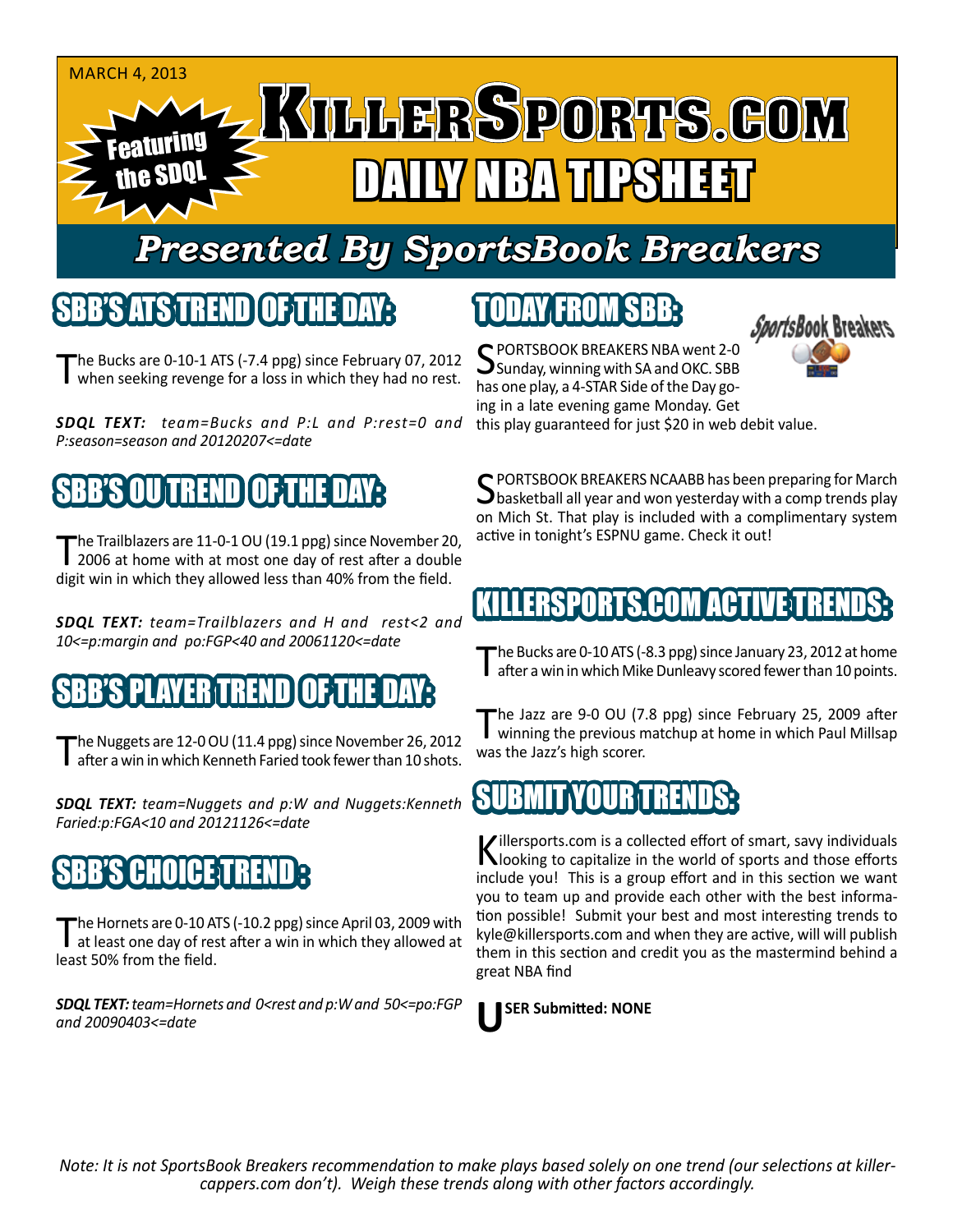MARCH 4, 2013

Featuring the SDQL

# KillerSports.com DAILY NBA TIPSHEET

## Presented By SportsBook Breakers

## SBB'S ATS TREND OF THE DAY:

The Bucks are 0-10-1 ATS (-7.4 ppg) since February 07, 2012 when seeking revenge for a loss in which they had no rest.

***SDQL TEXT:** team=Bucks and P:L and P:rest=0 and P:season=season and 20120207<=date*

## SBB'S OU TREND OF THE DAY:

The Trailblazers are 11-0-1 OU (19.1 ppg) since November 20, 2006 at home with at most one day of rest after a double digit win in which they allowed less than 40% from the field.

***SDQL TEXT:** team=Trailblazers and H and rest<2 and 10<=p:margin and po:FGP<40 and 20061120<=date*

## SBB'S PLAYER TREND OF THE DAY:

The Nuggets are 12-0 OU (11.4 ppg) since November 26, 2012 after a win in which Kenneth Faried took fewer than 10 shots.

***SDQL TEXT:** team=Nuggets and p:W and Nuggets:Kenneth Faried:p:FGA<10 and 20121126<=date*

## SBB'S CHOICE TREND:

The Hornets are 0-10 ATS (-10.2 ppg) since April 03, 2009 with at least one day of rest after a win in which they allowed at least 50% from the field.

***SDQL TEXT:** team=Hornets and 0<rest and p:W and 50<=po:FGP and 20090403<=date*

## TODAY FROM SBB:

SPORTSBOOK BREAKERS NBA went 2-0 Sunday, winning with SA and OKC. SBB has one play, a 4-STAR Side of the Day going in a late evening game Monday. Get this play guaranteed for just $20 in web debit value.

SPORTSBOOK BREAKERS NCAABB has been preparing for March basketball all year and won yesterday with a comp trends play on Mich St. That play is included with a complimentary system active in tonight's ESPNU game. Check it out!

## KILLERSPORTS.COM ACTIVE TRENDS:

The Bucks are 0-10 ATS (-8.3 ppg) since January 23, 2012 at home after a win in which Mike Dunleavy scored fewer than 10 points.

The Jazz are 9-0 OU (7.8 ppg) since February 25, 2009 after winning the previous matchup at home in which Paul Millsap was the Jazz's high scorer.

## SUBMIT YOUR TRENDS:

Killersports.com is a collected effort of smart, savy individuals looking to capitalize in the world of sports and those efforts include you! This is a group effort and in this section we want you to team up and provide each other with the best information possible! Submit your best and most interesting trends to kyle@killersports.com and when they are active, will will publish them in this section and credit you as the mastermind behind a great NBA find

**USER Submitted: NONE**

*Note: It is not SportsBook Breakers recommendation to make plays based solely on one trend (our selections at killercappers.com don't). Weigh these trends along with other factors accordingly.*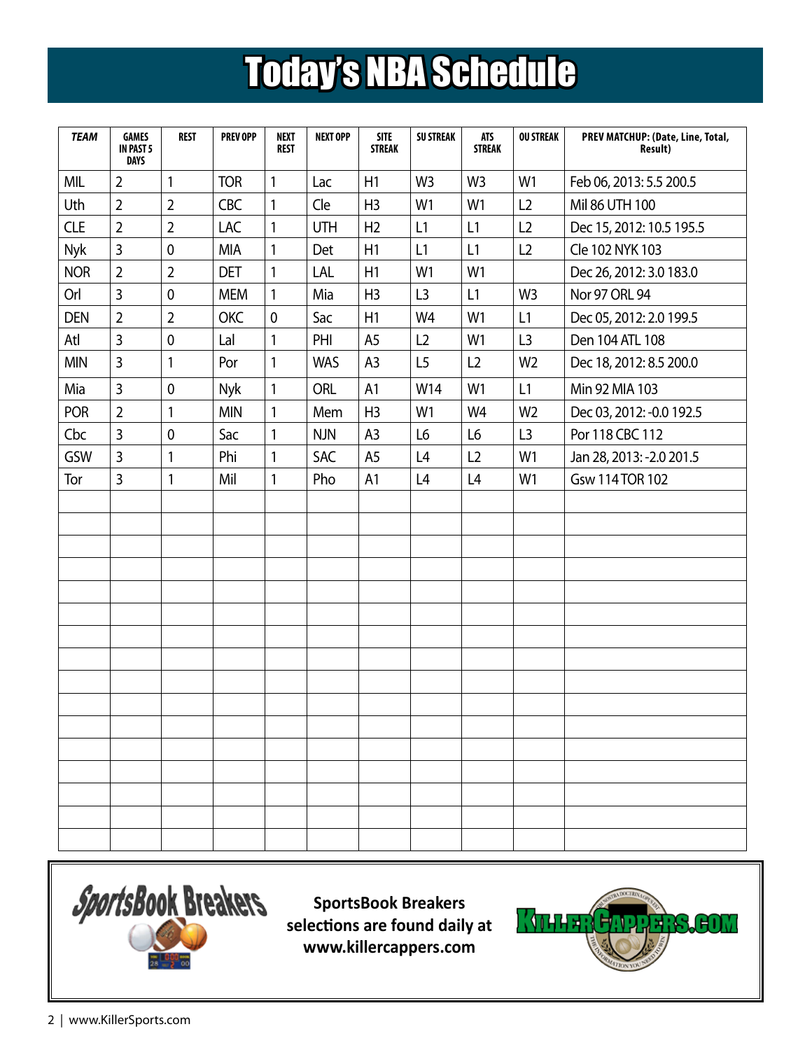# Today's NBA Schedule

| TEAM | GAMES IN PAST 5 DAYS | REST | PREV OPP | NEXT REST | NEXT OPP | SITE STREAK | SU STREAK | ATS STREAK | OU STREAK | PREV MATCHUP: (Date, Line, Total, Result) |
|---|---|---|---|---|---|---|---|---|---|---|
| MIL | 2 | 1 | TOR | 1 | Lac | H1 | W3 | W3 | W1 | Feb 06, 2013: 5.5 200.5 |
| Uth | 2 | 2 | CBC | 1 | Cle | H3 | W1 | W1 | L2 | Mil 86 UTH 100 |
| CLE | 2 | 2 | LAC | 1 | UTH | H2 | L1 | L1 | L2 | Dec 15, 2012: 10.5 195.5 |
| Nyk | 3 | 0 | MIA | 1 | Det | H1 | L1 | L1 | L2 | Cle 102 NYK 103 |
| NOR | 2 | 2 | DET | 1 | LAL | H1 | W1 | W1 | | Dec 26, 2012: 3.0 183.0 |
| Orl | 3 | 0 | MEM | 1 | Mia | H3 | L3 | L1 | W3 | Nor 97 ORL 94 |
| DEN | 2 | 2 | OKC | 0 | Sac | H1 | W4 | W1 | L1 | Dec 05, 2012: 2.0 199.5 |
| Atl | 3 | 0 | Lal | 1 | PHI | A5 | L2 | W1 | L3 | Den 104 ATL 108 |
| MIN | 3 | 1 | Por | 1 | WAS | A3 | L5 | L2 | W2 | Dec 18, 2012: 8.5 200.0 |
| Mia | 3 | 0 | Nyk | 1 | ORL | A1 | W14 | W1 | L1 | Min 92 MIA 103 |
| POR | 2 | 1 | MIN | 1 | Mem | H3 | W1 | W4 | W2 | Dec 03, 2012: -0.0 192.5 |
| Cbc | 3 | 0 | Sac | 1 | NJN | A3 | L6 | L6 | L3 | Por 118 CBC 112 |
| GSW | 3 | 1 | Phi | 1 | SAC | A5 | L4 | L2 | W1 | Jan 28, 2013: -2.0 201.5 |
| Tor | 3 | 1 | Mil | 1 | Pho | A1 | L4 | L4 | W1 | Gsw 114 TOR 102 |

SportsBook Breakers

**SportsBook Breakers selections are found daily at www.killercappers.com**

KILLERCAPPERS.COM